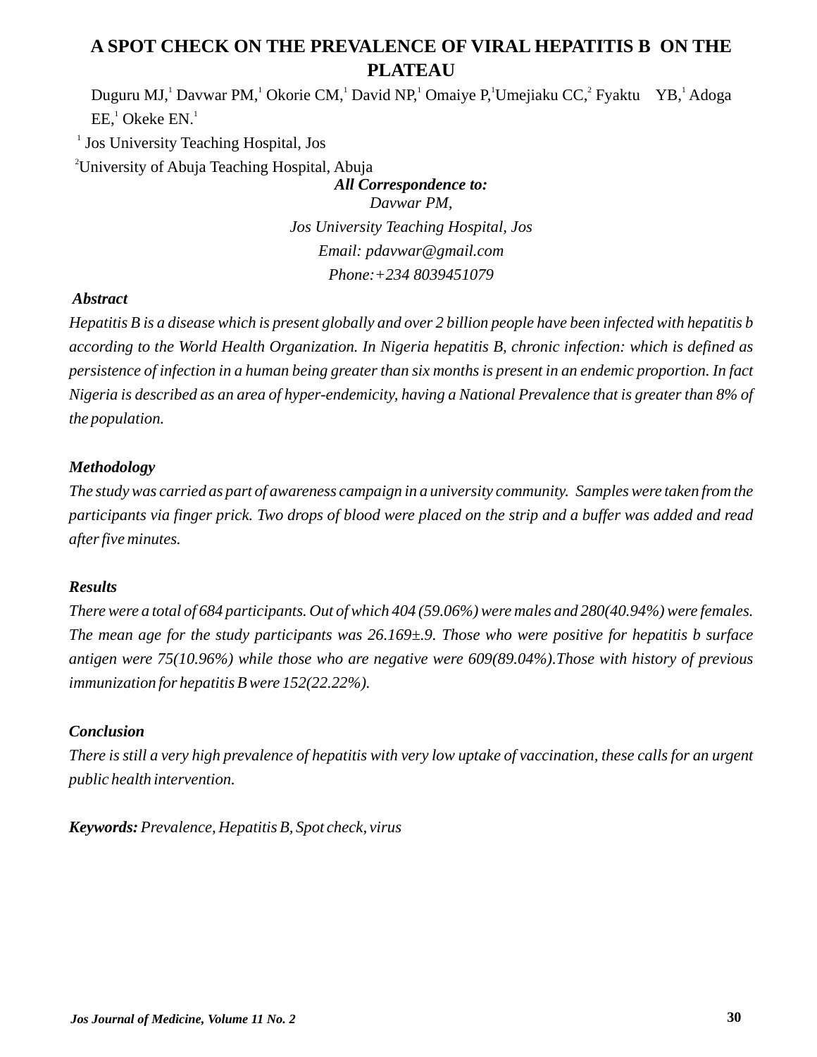# A SPOT CHECK ON THE PREVALENCE OF VIRAL HEPATITIS B ON THE PLATEAU

Duguru MJ,[1] Davwar PM,[1] Okorie CM,[1] David NP,[1] Omaiye P,[1] Umejiaku CC,[2] Fyaktu YB,[1] Adoga EE,[1] Okeke EN.[1]

[1] Jos University Teaching Hospital, Jos

[2] University of Abuja Teaching Hospital, Abuja

***All Correspondence to:***

*Davwar PM,*

*Jos University Teaching Hospital, Jos*

*Email: pdavwar@gmail.com*

*Phone:+234 8039451079*

***Abstract***

*Hepatitis B is a disease which is present globally and over 2 billion people have been infected with hepatitis b according to the World Health Organization. In Nigeria hepatitis B, chronic infection: which is defined as persistence of infection in a human being greater than six months is present in an endemic proportion. In fact Nigeria is described as an area of hyper-endemicity, having a National Prevalence that is greater than 8% of the population.*

***Methodology***

*The study was carried as part of awareness campaign in a university community. Samples were taken from the participants via finger prick. Two drops of blood were placed on the strip and a buffer was added and read after five minutes.*

***Results***

*There were a total of 684 participants. Out of which 404 (59.06%) were males and 280(40.94%) were females. The mean age for the study participants was 26.169±.9. Those who were positive for hepatitis b surface antigen were 75(10.96%) while those who are negative were 609(89.04%).Those with history of previous immunization for hepatitis B were 152(22.22%).*

***Conclusion***

*There is still a very high prevalence of hepatitis with very low uptake of vaccination, these calls for an urgent public health intervention.*

***Keywords:*** *Prevalence, Hepatitis B, Spot check, virus*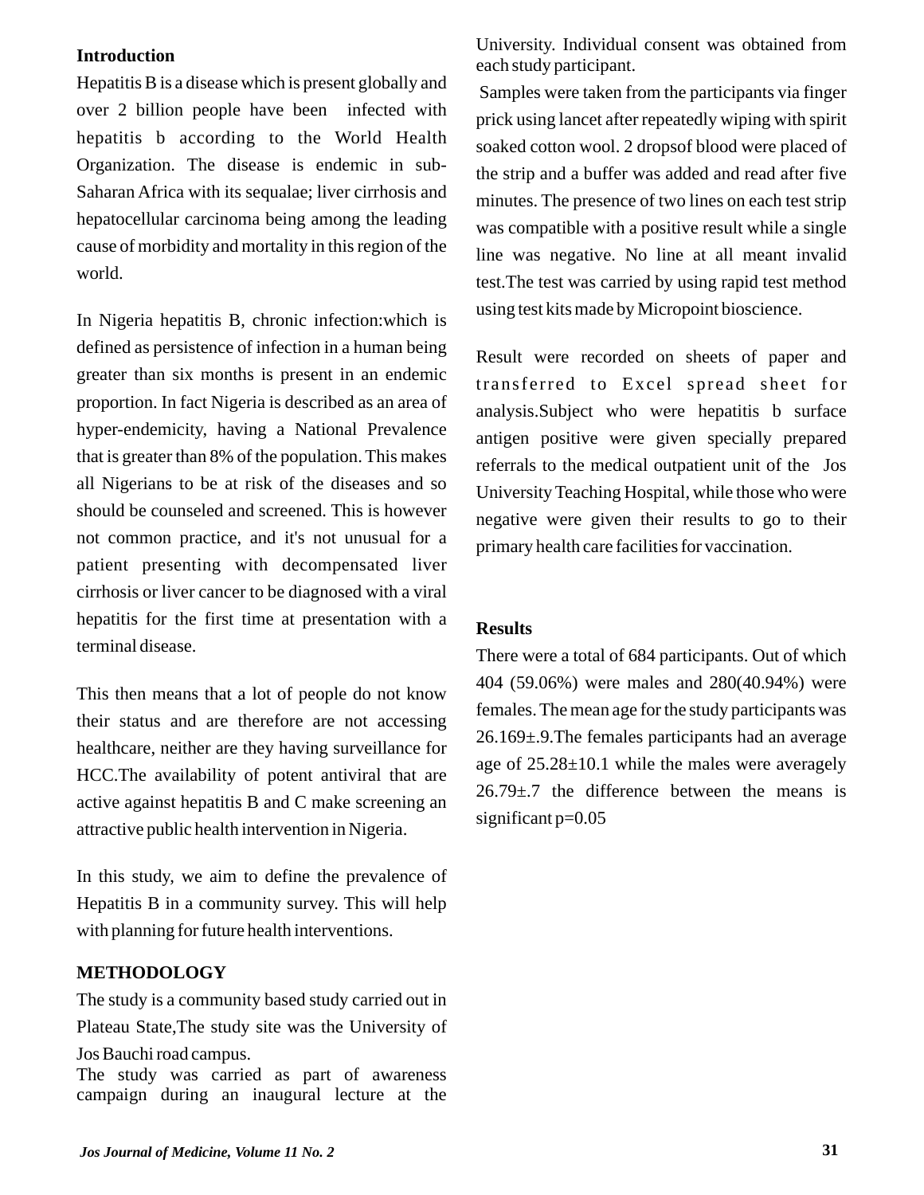## Introduction

Hepatitis B is a disease which is present globally and over 2 billion people have been infected with hepatitis b according to the World Health Organization. The disease is endemic in sub-Saharan Africa with its sequalae; liver cirrhosis and hepatocellular carcinoma being among the leading cause of morbidity and mortality in this region of the world.

In Nigeria hepatitis B, chronic infection:which is defined as persistence of infection in a human being greater than six months is present in an endemic proportion. In fact Nigeria is described as an area of hyper-endemicity, having a National Prevalence that is greater than 8% of the population. This makes all Nigerians to be at risk of the diseases and so should be counseled and screened. This is however not common practice, and it's not unusual for a patient presenting with decompensated liver cirrhosis or liver cancer to be diagnosed with a viral hepatitis for the first time at presentation with a terminal disease.

This then means that a lot of people do not know their status and are therefore are not accessing healthcare, neither are they having surveillance for HCC.The availability of potent antiviral that are active against hepatitis B and C make screening an attractive public health intervention in Nigeria.

In this study, we aim to define the prevalence of Hepatitis B in a community survey. This will help with planning for future health interventions.

## METHODOLOGY

The study is a community based study carried out in Plateau State,The study site was the University of Jos Bauchi road campus.

The study was carried as part of awareness campaign during an inaugural lecture at the University. Individual consent was obtained from each study participant.

Samples were taken from the participants via finger prick using lancet after repeatedly wiping with spirit soaked cotton wool. 2 dropsof blood were placed of the strip and a buffer was added and read after five minutes. The presence of two lines on each test strip was compatible with a positive result while a single line was negative. No line at all meant invalid test.The test was carried by using rapid test method using test kits made by Micropoint bioscience.

Result were recorded on sheets of paper and transferred to Excel spread sheet for analysis.Subject who were hepatitis b surface antigen positive were given specially prepared referrals to the medical outpatient unit of the Jos University Teaching Hospital, while those who were negative were given their results to go to their primary health care facilities for vaccination.

## Results

There were a total of 684 participants. Out of which 404 (59.06%) were males and 280(40.94%) were females. The mean age for the study participants was 26.169±.9.The females participants had an average age of 25.28±10.1 while the males were averagely 26.79±.7 the difference between the means is significant p=0.05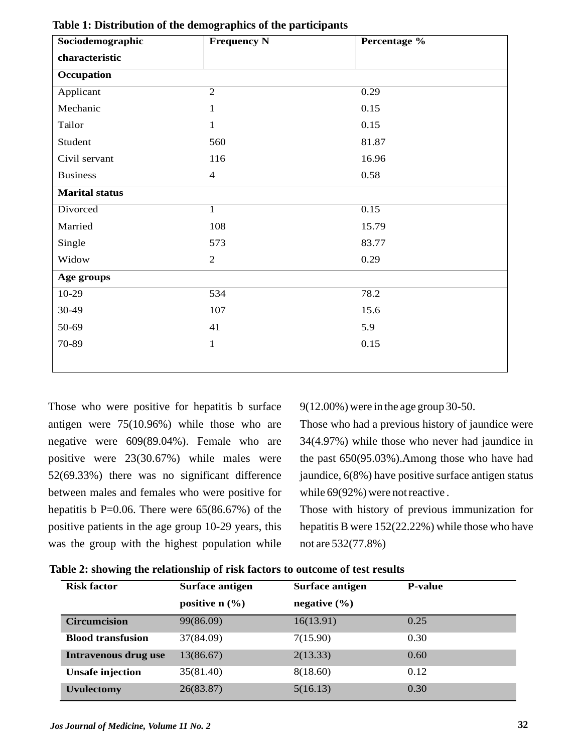**Table 1: Distribution of the demographics of the participants**

| Sociodemographic characteristic | Frequency N | Percentage % |
|---|---|---|
| **Occupation** | | |
| Applicant | 2 | 0.29 |
| Mechanic | 1 | 0.15 |
| Tailor | 1 | 0.15 |
| Student | 560 | 81.87 |
| Civil servant | 116 | 16.96 |
| Business | 4 | 0.58 |
| **Marital status** | | |
| Divorced | 1 | 0.15 |
| Married | 108 | 15.79 |
| Single | 573 | 83.77 |
| Widow | 2 | 0.29 |
| **Age groups** | | |
| 10-29 | 534 | 78.2 |
| 30-49 | 107 | 15.6 |
| 50-69 | 41 | 5.9 |
| 70-89 | 1 | 0.15 |

Those who were positive for hepatitis b surface antigen were 75(10.96%) while those who are negative were 609(89.04%). Female who are positive were 23(30.67%) while males were 52(69.33%) there was no significant difference between males and females who were positive for hepatitis b P=0.06. There were 65(86.67%) of the positive patients in the age group 10-29 years, this was the group with the highest population while 9(12.00%) were in the age group 30-50.

Those who had a previous history of jaundice were 34(4.97%) while those who never had jaundice in the past 650(95.03%).Among those who have had jaundice, 6(8%) have positive surface antigen status while 69(92%) were not reactive .

Those with history of previous immunization for hepatitis B were 152(22.22%) while those who have not are 532(77.8%)

**Table 2: showing the relationship of risk factors to outcome of test results**

| Risk factor | Surface antigen positive n (%) | Surface antigen negative (%) | P-value |
|---|---|---|---|
| **Circumcision** | 99(86.09) | 16(13.91) | 0.25 |
| **Blood transfusion** | 37(84.09) | 7(15.90) | 0.30 |
| **Intravenous drug use** | 13(86.67) | 2(13.33) | 0.60 |
| **Unsafe injection** | 35(81.40) | 8(18.60) | 0.12 |
| **Uvulectomy** | 26(83.87) | 5(16.13) | 0.30 |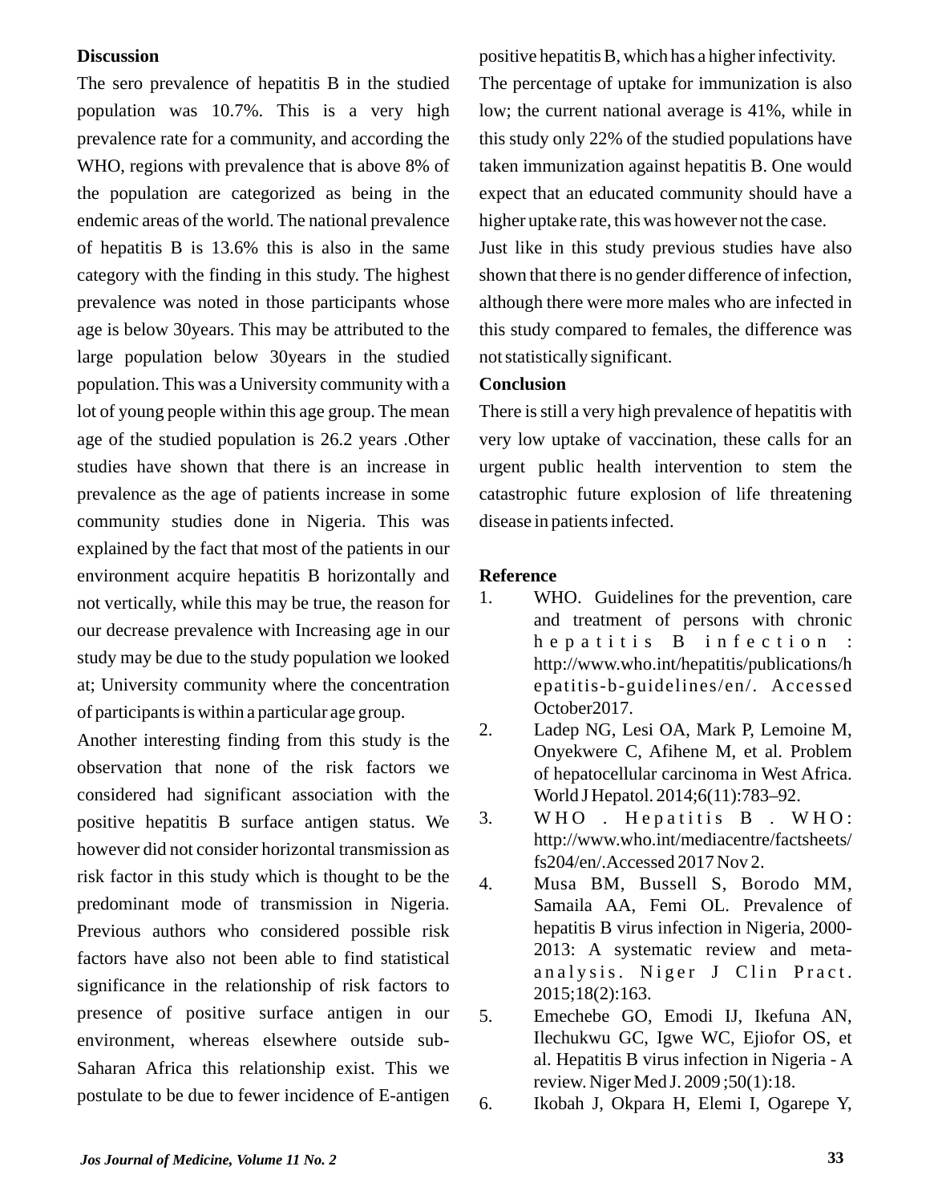## Discussion

The sero prevalence of hepatitis B in the studied population was 10.7%. This is a very high prevalence rate for a community, and according the WHO, regions with prevalence that is above 8% of the population are categorized as being in the endemic areas of the world. The national prevalence of hepatitis B is 13.6% this is also in the same category with the finding in this study. The highest prevalence was noted in those participants whose age is below 30years. This may be attributed to the large population below 30years in the studied population. This was a University community with a lot of young people within this age group. The mean age of the studied population is 26.2 years .Other studies have shown that there is an increase in prevalence as the age of patients increase in some community studies done in Nigeria. This was explained by the fact that most of the patients in our environment acquire hepatitis B horizontally and not vertically, while this may be true, the reason for our decrease prevalence with Increasing age in our study may be due to the study population we looked at; University community where the concentration of participants is within a particular age group.

Another interesting finding from this study is the observation that none of the risk factors we considered had significant association with the positive hepatitis B surface antigen status. We however did not consider horizontal transmission as risk factor in this study which is thought to be the predominant mode of transmission in Nigeria. Previous authors who considered possible risk factors have also not been able to find statistical significance in the relationship of risk factors to presence of positive surface antigen in our environment, whereas elsewhere outside sub-Saharan Africa this relationship exist. This we postulate to be due to fewer incidence of E-antigen positive hepatitis B, which has a higher infectivity.

The percentage of uptake for immunization is also low; the current national average is 41%, while in this study only 22% of the studied populations have taken immunization against hepatitis B. One would expect that an educated community should have a higher uptake rate, this was however not the case.

Just like in this study previous studies have also shown that there is no gender difference of infection, although there were more males who are infected in this study compared to females, the difference was not statistically significant.

## Conclusion

There is still a very high prevalence of hepatitis with very low uptake of vaccination, these calls for an urgent public health intervention to stem the catastrophic future explosion of life threatening disease in patients infected.

## Reference

1. WHO. Guidelines for the prevention, care and treatment of persons with chronic hepatitis B infection : http://www.who.int/hepatitis/publications/hepatitis-b-guidelines/en/. Accessed October2017.
2. Ladep NG, Lesi OA, Mark P, Lemoine M, Onyekwere C, Afihene M, et al. Problem of hepatocellular carcinoma in West Africa. World J Hepatol. 2014;6(11):783–92.
3. WHO . Hepatitis B . WHO: http://www.who.int/mediacentre/factsheets/fs204/en/.Accessed 2017 Nov 2.
4. Musa BM, Bussell S, Borodo MM, Samaila AA, Femi OL. Prevalence of hepatitis B virus infection in Nigeria, 2000-2013: A systematic review and meta-analysis. Niger J Clin Pract. 2015;18(2):163.
5. Emechebe GO, Emodi IJ, Ikefuna AN, Ilechukwu GC, Igwe WC, Ejiofor OS, et al. Hepatitis B virus infection in Nigeria - A review. Niger Med J. 2009 ;50(1):18.
6. Ikobah J, Okpara H, Elemi I, Ogarepe Y,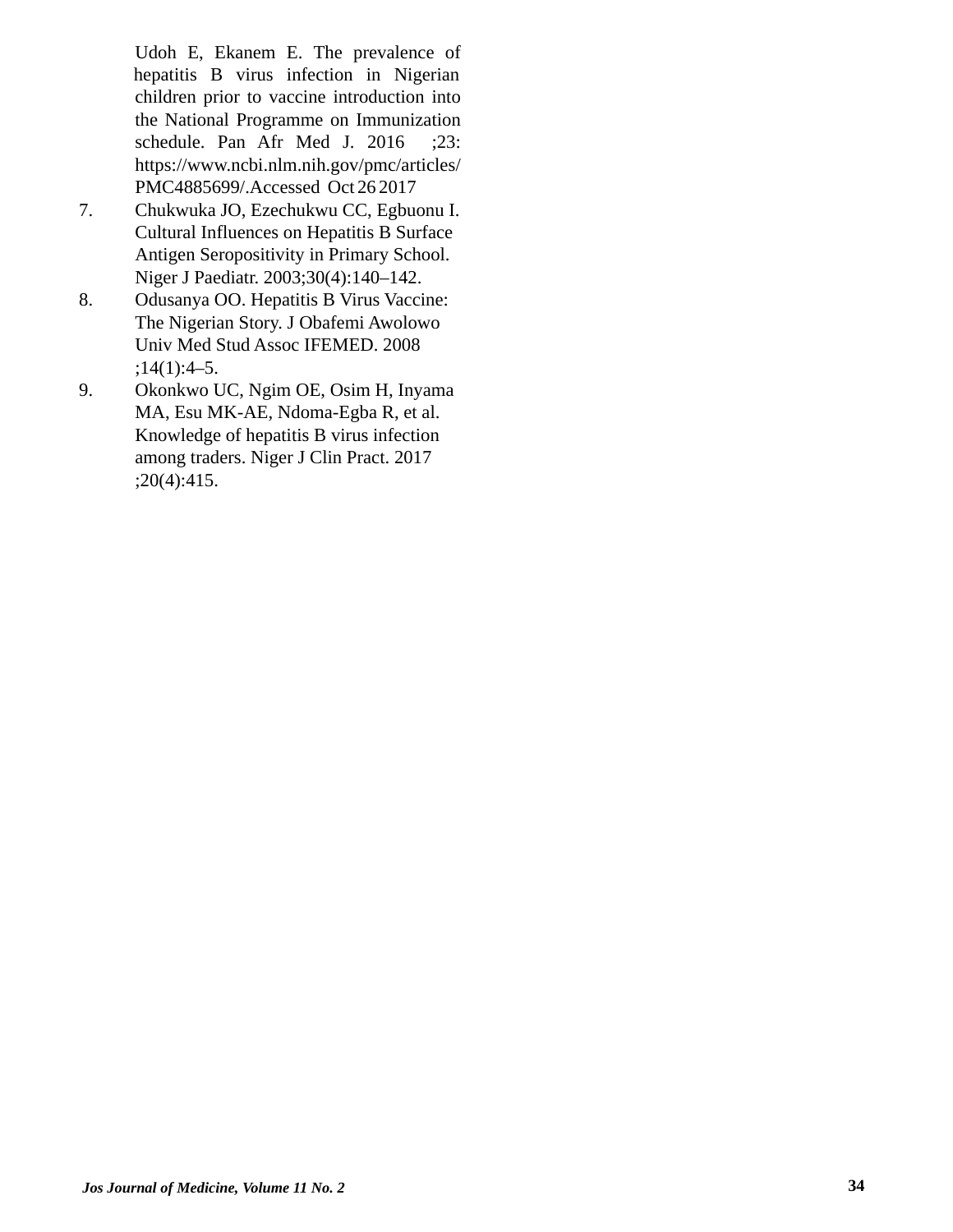Udoh E, Ekanem E. The prevalence of hepatitis B virus infection in Nigerian children prior to vaccine introduction into the National Programme on Immunization schedule. Pan Afr Med J. 2016 ;23: https://www.ncbi.nlm.nih.gov/pmc/articles/PMC4885699/.Accessed Oct 26 2017

7. Chukwuka JO, Ezechukwu CC, Egbuonu I. Cultural Influences on Hepatitis B Surface Antigen Seropositivity in Primary School. Niger J Paediatr. 2003;30(4):140–142.
8. Odusanya OO. Hepatitis B Virus Vaccine: The Nigerian Story. J Obafemi Awolowo Univ Med Stud Assoc IFEMED. 2008 ;14(1):4–5.
9. Okonkwo UC, Ngim OE, Osim H, Inyama MA, Esu MK-AE, Ndoma-Egba R, et al. Knowledge of hepatitis B virus infection among traders. Niger J Clin Pract. 2017 ;20(4):415.